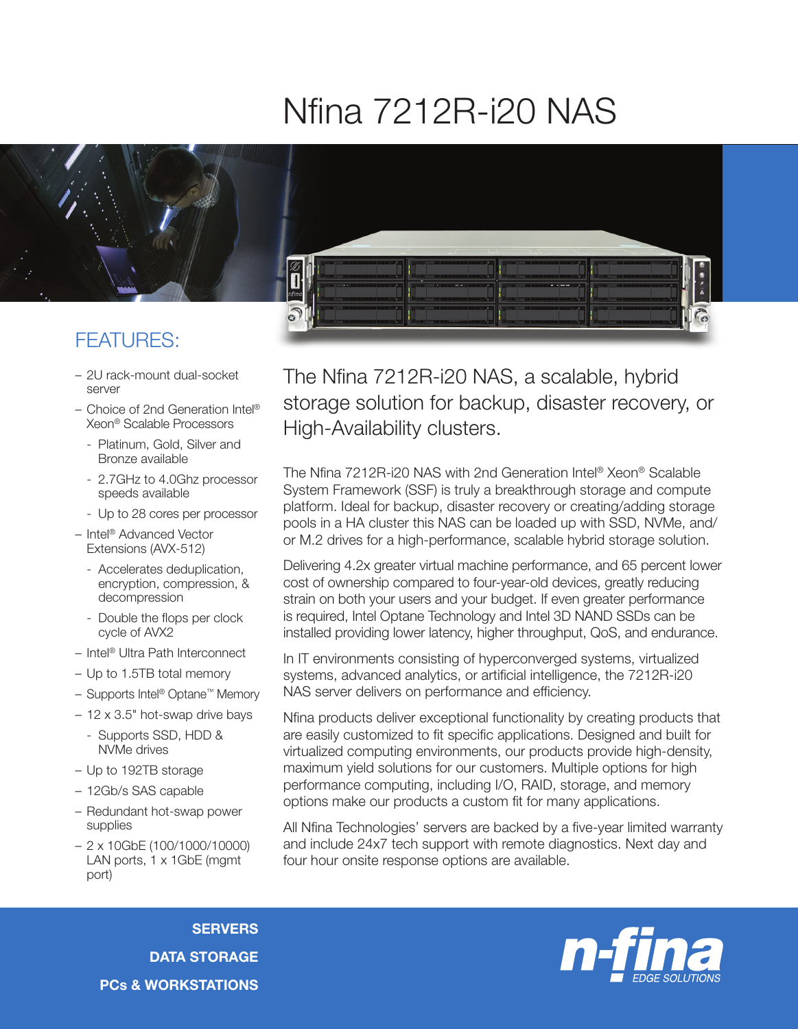# Nfina 7212R-i20 NAS

## FEATURES:

- 2U rack-mount dual-socket server
- Choice of 2nd Generation Intel® Xeon® Scalable Processors
  - Platinum, Gold, Silver and Bronze available
  - 2.7GHz to 4.0Ghz processor speeds available
  - Up to 28 cores per processor
- Intel® Advanced Vector Extensions (AVX-512)
  - Accelerates deduplication, encryption, compression, & decompression
  - Double the flops per clock cycle of AVX2
- Intel® Ultra Path Interconnect
- Up to 1.5TB total memory
- Supports Intel® Optane™ Memory
- 12 x 3.5" hot-swap drive bays
  - Supports SSD, HDD & NVMe drives
- Up to 192TB storage
- 12Gb/s SAS capable
- Redundant hot-swap power supplies
- 2 x 10GbE (100/1000/10000) LAN ports, 1 x 1GbE (mgmt port)

## The Nfina 7212R-i20 NAS, a scalable, hybrid storage solution for backup, disaster recovery, or High-Availability clusters.

The Nfina 7212R-i20 NAS with 2nd Generation Intel® Xeon® Scalable System Framework (SSF) is truly a breakthrough storage and compute platform. Ideal for backup, disaster recovery or creating/adding storage pools in a HA cluster this NAS can be loaded up with SSD, NVMe, and/or M.2 drives for a high-performance, scalable hybrid storage solution.

Delivering 4.2x greater virtual machine performance, and 65 percent lower cost of ownership compared to four-year-old devices, greatly reducing strain on both your users and your budget. If even greater performance is required, Intel Optane Technology and Intel 3D NAND SSDs can be installed providing lower latency, higher throughput, QoS, and endurance.

In IT environments consisting of hyperconverged systems, virtualized systems, advanced analytics, or artificial intelligence, the 7212R-i20 NAS server delivers on performance and efficiency.

Nfina products deliver exceptional functionality by creating products that are easily customized to fit specific applications. Designed and built for virtualized computing environments, our products provide high-density, maximum yield solutions for our customers. Multiple options for high performance computing, including I/O, RAID, storage, and memory options make our products a custom fit for many applications.

All Nfina Technologies' servers are backed by a five-year limited warranty and include 24x7 tech support with remote diagnostics. Next day and four hour onsite response options are available.

**SERVERS**
**DATA STORAGE**
**PCs & WORKSTATIONS**

n-fina EDGE SOLUTIONS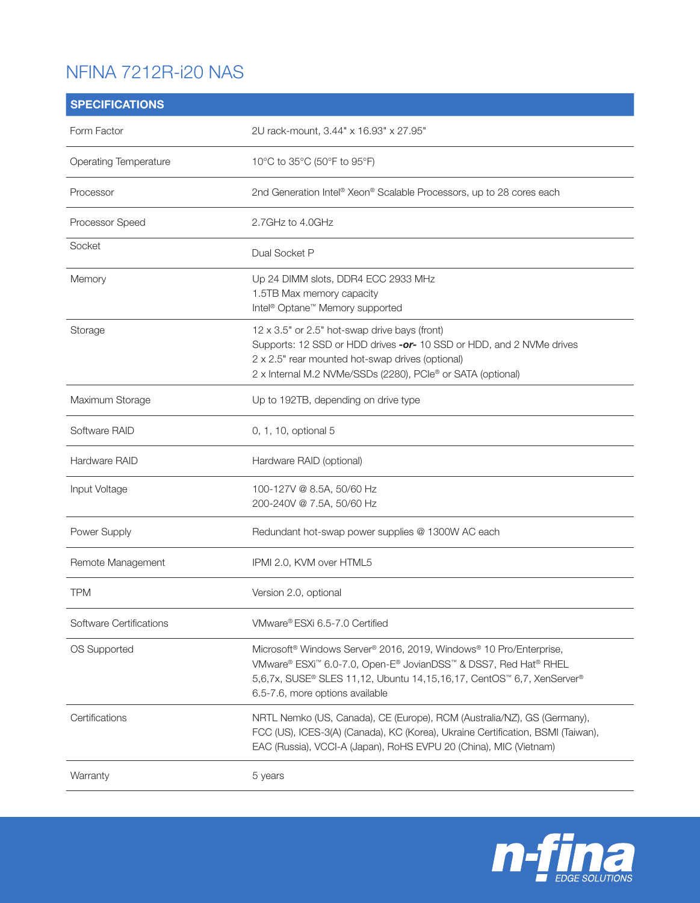# NFINA 7212R-i20 NAS

| SPECIFICATIONS | |
|---|---|
| Form Factor | 2U rack-mount, 3.44" x 16.93" x 27.95" |
| Operating Temperature | 10°C to 35°C (50°F to 95°F) |
| Processor | 2nd Generation Intel® Xeon® Scalable Processors, up to 28 cores each |
| Processor Speed | 2.7GHz to 4.0GHz |
| Socket | Dual Socket P |
| Memory | Up 24 DIMM slots, DDR4 ECC 2933 MHz<br>1.5TB Max memory capacity<br>Intel® Optane™ Memory supported |
| Storage | 12 x 3.5" or 2.5" hot-swap drive bays (front)<br>Supports: 12 SSD or HDD drives ***-or-*** 10 SSD or HDD, and 2 NVMe drives<br>2 x 2.5" rear mounted hot-swap drives (optional)<br>2 x Internal M.2 NVMe/SSDs (2280), PCIe® or SATA (optional) |
| Maximum Storage | Up to 192TB, depending on drive type |
| Software RAID | 0, 1, 10, optional 5 |
| Hardware RAID | Hardware RAID (optional) |
| Input Voltage | 100-127V @ 8.5A, 50/60 Hz<br>200-240V @ 7.5A, 50/60 Hz |
| Power Supply | Redundant hot-swap power supplies @ 1300W AC each |
| Remote Management | IPMI 2.0, KVM over HTML5 |
| TPM | Version 2.0, optional |
| Software Certifications | VMware® ESXi 6.5-7.0 Certified |
| OS Supported | Microsoft® Windows Server® 2016, 2019, Windows® 10 Pro/Enterprise, VMware® ESXi™ 6.0-7.0, Open-E® JovianDSS™ & DSS7, Red Hat® RHEL 5,6,7x, SUSE® SLES 11,12, Ubuntu 14,15,16,17, CentOS™ 6,7, XenServer® 6.5-7.6, more options available |
| Certifications | NRTL Nemko (US, Canada), CE (Europe), RCM (Australia/NZ), GS (Germany), FCC (US), ICES-3(A) (Canada), KC (Korea), Ukraine Certification, BSMI (Taiwan), EAC (Russia), VCCI-A (Japan), RoHS EVPU 20 (China), MIC (Vietnam) |
| Warranty | 5 years |

n-fina EDGE SOLUTIONS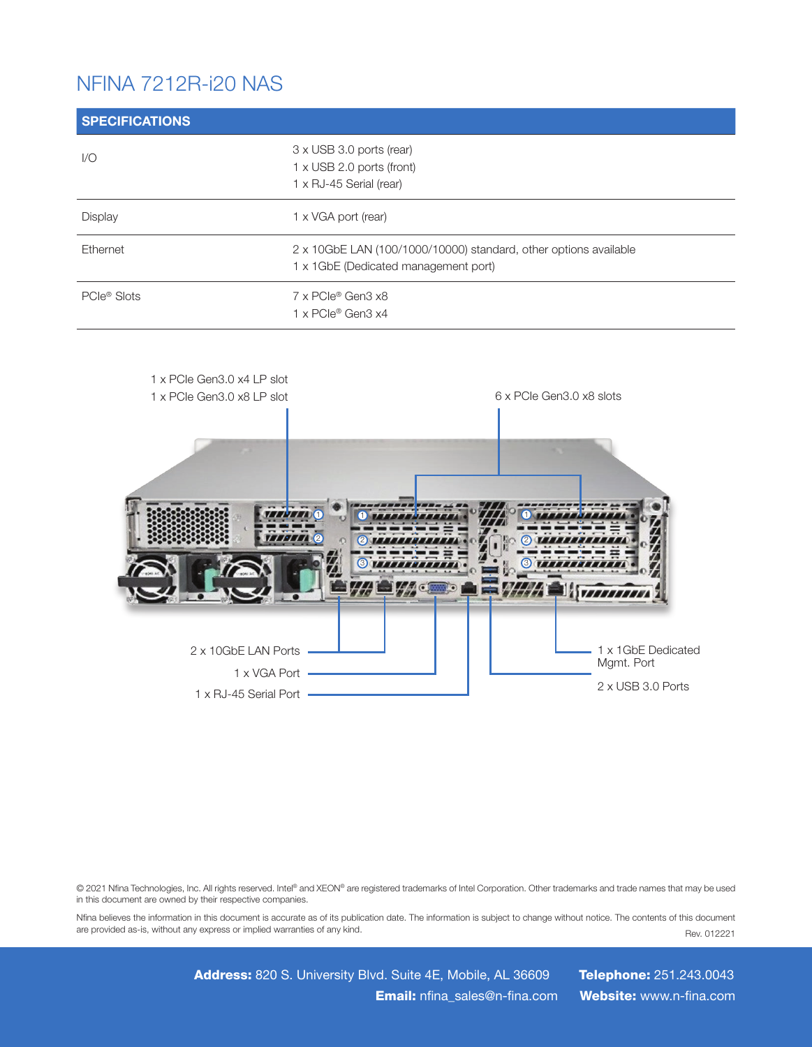# NFINA 7212R-i20 NAS

## SPECIFICATIONS

| | |
|---|---|
| I/O | 3 x USB 3.0 ports (rear)<br>1 x USB 2.0 ports (front)<br>1 x RJ-45 Serial (rear) |
| Display | 1 x VGA port (rear) |
| Ethernet | 2 x 10GbE LAN (100/1000/10000) standard, other options available<br>1 x 1GbE (Dedicated management port) |
| PCIe® Slots | 7 x PCIe® Gen3 x8<br>1 x PCIe® Gen3 x4 |

1 x PCIe Gen3.0 x4 LP slot
1 x PCIe Gen3.0 x8 LP slot

6 x PCIe Gen3.0 x8 slots

2 x 10GbE LAN Ports

1 x VGA Port

1 x RJ-45 Serial Port

1 x 1GbE Dedicated Mgmt. Port

2 x USB 3.0 Ports

© 2021 Nfina Technologies, Inc. All rights reserved. Intel® and XEON® are registered trademarks of Intel Corporation. Other trademarks and trade names that may be used in this document are owned by their respective companies.

Nfina believes the information in this document is accurate as of its publication date. The information is subject to change without notice. The contents of this document are provided as-is, without any express or implied warranties of any kind.

Rev. 012221

**Address:** 820 S. University Blvd. Suite 4E, Mobile, AL 36609 **Telephone:** 251.243.0043
**Email:** nfina_sales@n-fina.com **Website:** www.n-fina.com